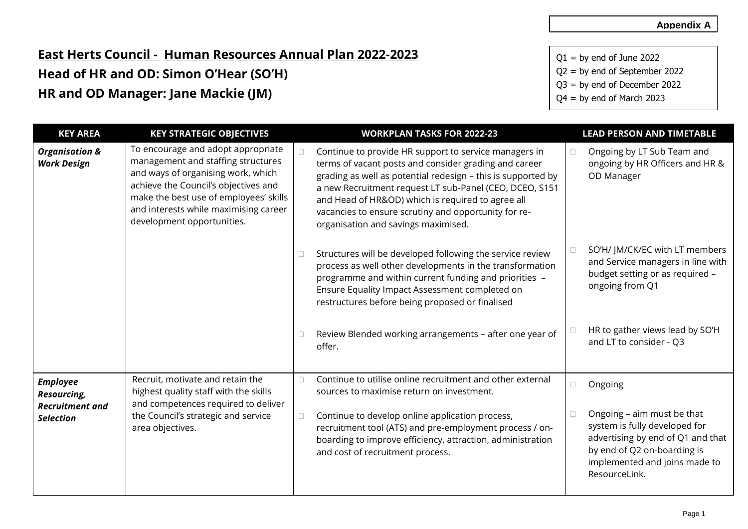Appendix A

# East Herts Council - Human Resources Annual Plan 2022-2023

## Head of HR and OD: Simon O'Hear (SO'H)

## HR and OD Manager: Jane Mackie (JM)

Q1 = by end of June 2022
Q2 = by end of September 2022
Q3 = by end of December 2022
Q4 = by end of March 2023

| KEY AREA | KEY STRATEGIC OBJECTIVES | WORKPLAN TASKS FOR 2022-23 | LEAD PERSON AND TIMETABLE |
|---|---|---|---|
| ***Organisation & Work Design*** | To encourage and adopt appropriate management and staffing structures and ways of organising work, which achieve the Council's objectives and make the best use of employees' skills and interests while maximising career development opportunities. | Continue to provide HR support to service managers in terms of vacant posts and consider grading and career grading as well as potential redesign – this is supported by a new Recruitment request LT sub-Panel (CEO, DCEO, S151 and Head of HR&OD) which is required to agree all vacancies to ensure scrutiny and opportunity for re-organisation and savings maximised. | Ongoing by LT Sub Team and ongoing by HR Officers and HR & OD Manager |
| | | Structures will be developed following the service review process as well other developments in the transformation programme and within current funding and priorities – Ensure Equality Impact Assessment completed on restructures before being proposed or finalised | SO'H/ JM/CK/EC with LT members and Service managers in line with budget setting or as required – ongoing from Q1 |
| | | Review Blended working arrangements – after one year of offer. | HR to gather views lead by SO'H and LT to consider - Q3 |
| ***Employee Resourcing, Recruitment and Selection*** | Recruit, motivate and retain the highest quality staff with the skills and competences required to deliver the Council's strategic and service area objectives. | Continue to utilise online recruitment and other external sources to maximise return on investment. | Ongoing |
| | | Continue to develop online application process, recruitment tool (ATS) and pre-employment process / on-boarding to improve efficiency, attraction, administration and cost of recruitment process. | Ongoing – aim must be that system is fully developed for advertising by end of Q1 and that by end of Q2 on-boarding is implemented and joins made to ResourceLink. |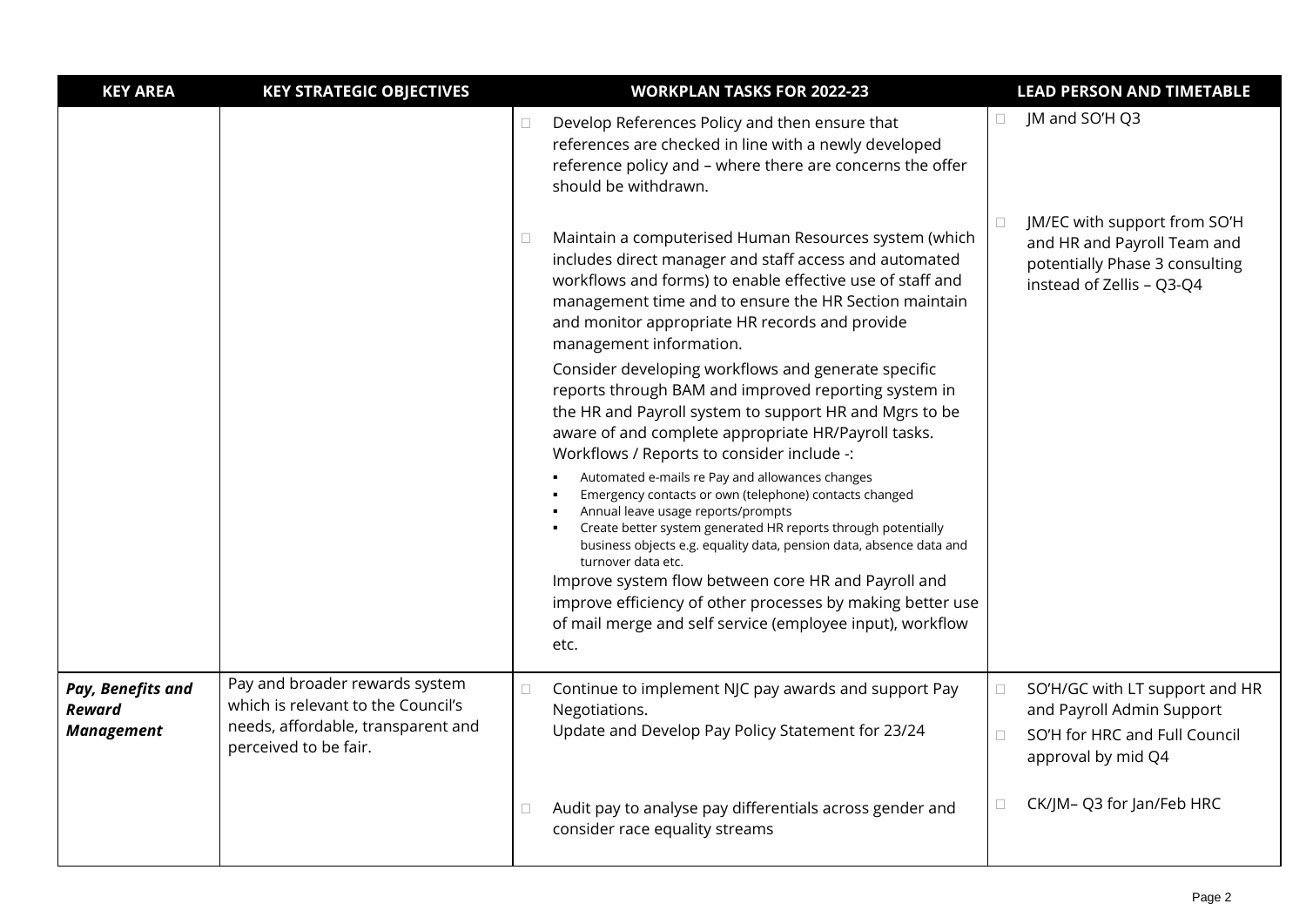| KEY AREA | KEY STRATEGIC OBJECTIVES | WORKPLAN TASKS FOR 2022-23 | LEAD PERSON AND TIMETABLE |
|---|---|---|---|
| | | □ Develop References Policy and then ensure that references are checked in line with a newly developed reference policy and – where there are concerns the offer should be withdrawn.<br><br>□ Maintain a computerised Human Resources system (which includes direct manager and staff access and automated workflows and forms) to enable effective use of staff and management time and to ensure the HR Section maintain and monitor appropriate HR records and provide management information.<br>Consider developing workflows and generate specific reports through BAM and improved reporting system in the HR and Payroll system to support HR and Mgrs to be aware of and complete appropriate HR/Payroll tasks. Workflows / Reports to consider include -:<br>▪ Automated e-mails re Pay and allowances changes<br>▪ Emergency contacts or own (telephone) contacts changed<br>▪ Annual leave usage reports/prompts<br>▪ Create better system generated HR reports through potentially business objects e.g. equality data, pension data, absence data and turnover data etc.<br>Improve system flow between core HR and Payroll and improve efficiency of other processes by making better use of mail merge and self service (employee input), workflow etc. | □ JM and SO'H Q3<br><br>□ JM/EC with support from SO'H and HR and Payroll Team and potentially Phase 3 consulting instead of Zellis – Q3-Q4 |
| ***Pay, Benefits and Reward Management*** | Pay and broader rewards system which is relevant to the Council's needs, affordable, transparent and perceived to be fair. | □ Continue to implement NJC pay awards and support Pay Negotiations.<br>Update and Develop Pay Policy Statement for 23/24<br><br>□ Audit pay to analyse pay differentials across gender and consider race equality streams | □ SO'H/GC with LT support and HR and Payroll Admin Support<br>□ SO'H for HRC and Full Council approval by mid Q4<br><br>□ CK/JM– Q3 for Jan/Feb HRC |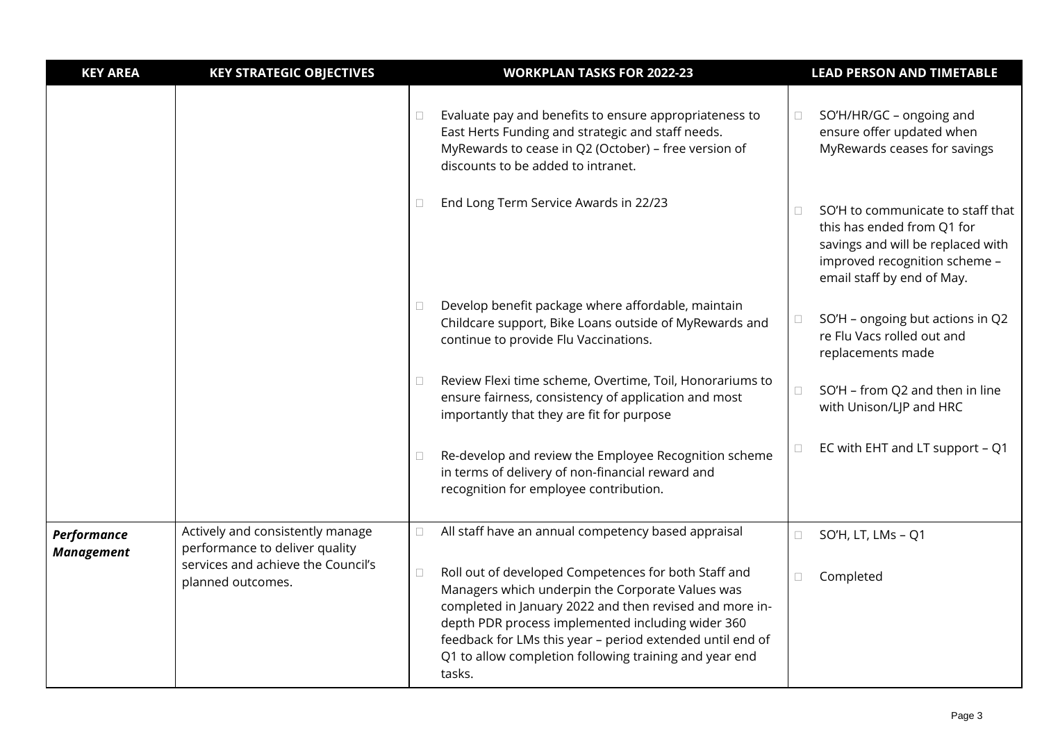| KEY AREA | KEY STRATEGIC OBJECTIVES | WORKPLAN TASKS FOR 2022-23 | LEAD PERSON AND TIMETABLE |
|---|---|---|---|
| | | Evaluate pay and benefits to ensure appropriateness to East Herts Funding and strategic and staff needs. MyRewards to cease in Q2 (October) – free version of discounts to be added to intranet. | SO'H/HR/GC – ongoing and ensure offer updated when MyRewards ceases for savings |
| | | End Long Term Service Awards in 22/23 | SO'H to communicate to staff that this has ended from Q1 for savings and will be replaced with improved recognition scheme – email staff by end of May. |
| | | Develop benefit package where affordable, maintain Childcare support, Bike Loans outside of MyRewards and continue to provide Flu Vaccinations. | SO'H – ongoing but actions in Q2 re Flu Vacs rolled out and replacements made |
| | | Review Flexi time scheme, Overtime, Toil, Honorariums to ensure fairness, consistency of application and most importantly that they are fit for purpose | SO'H – from Q2 and then in line with Unison/LJP and HRC |
| | | Re-develop and review the Employee Recognition scheme in terms of delivery of non-financial reward and recognition for employee contribution. | EC with EHT and LT support – Q1 |
| ***Performance Management*** | Actively and consistently manage performance to deliver quality services and achieve the Council's planned outcomes. | All staff have an annual competency based appraisal | SO'H, LT, LMs – Q1 |
| | | Roll out of developed Competences for both Staff and Managers which underpin the Corporate Values was completed in January 2022 and then revised and more in-depth PDR process implemented including wider 360 feedback for LMs this year – period extended until end of Q1 to allow completion following training and year end tasks. | Completed |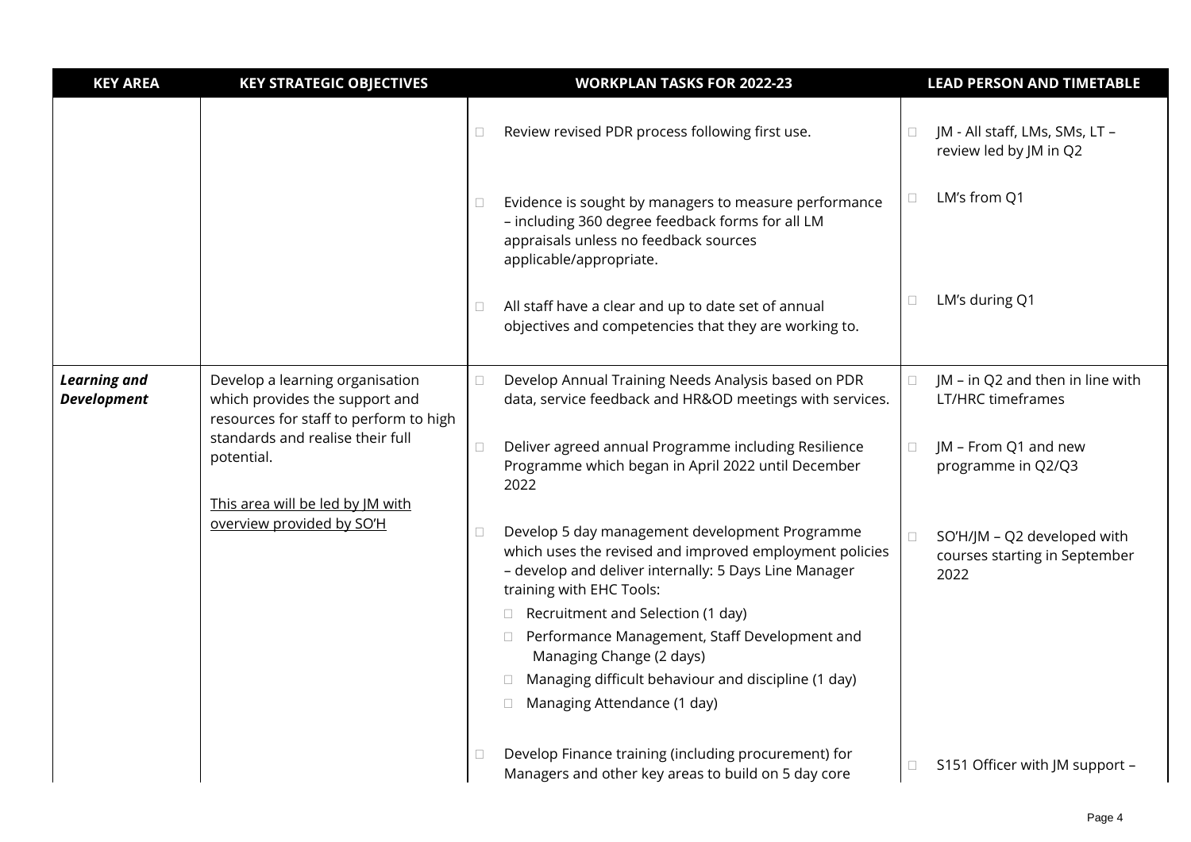| KEY AREA | KEY STRATEGIC OBJECTIVES | WORKPLAN TASKS FOR 2022-23 | LEAD PERSON AND TIMETABLE |
|---|---|---|---|
| | | Review revised PDR process following first use. | JM - All staff, LMs, SMs, LT – review led by JM in Q2 |
| | | Evidence is sought by managers to measure performance – including 360 degree feedback forms for all LM appraisals unless no feedback sources applicable/appropriate. | LM's from Q1 |
| | | All staff have a clear and up to date set of annual objectives and competencies that they are working to. | LM's during Q1 |
| ***Learning and Development*** | Develop a learning organisation which provides the support and resources for staff to perform to high standards and realise their full potential.<br><br><u>This area will be led by JM with overview provided by SO'H</u> | Develop Annual Training Needs Analysis based on PDR data, service feedback and HR&OD meetings with services. | JM – in Q2 and then in line with LT/HRC timeframes |
| | | Deliver agreed annual Programme including Resilience Programme which began in April 2022 until December 2022 | JM – From Q1 and new programme in Q2/Q3 |
| | | Develop 5 day management development Programme which uses the revised and improved employment policies – develop and deliver internally: 5 Days Line Manager training with EHC Tools:<br>- Recruitment and Selection (1 day)<br>- Performance Management, Staff Development and Managing Change (2 days)<br>- Managing difficult behaviour and discipline (1 day)<br>- Managing Attendance (1 day) | SO'H/JM – Q2 developed with courses starting in September 2022 |
| | | Develop Finance training (including procurement) for Managers and other key areas to build on 5 day core | S151 Officer with JM support – |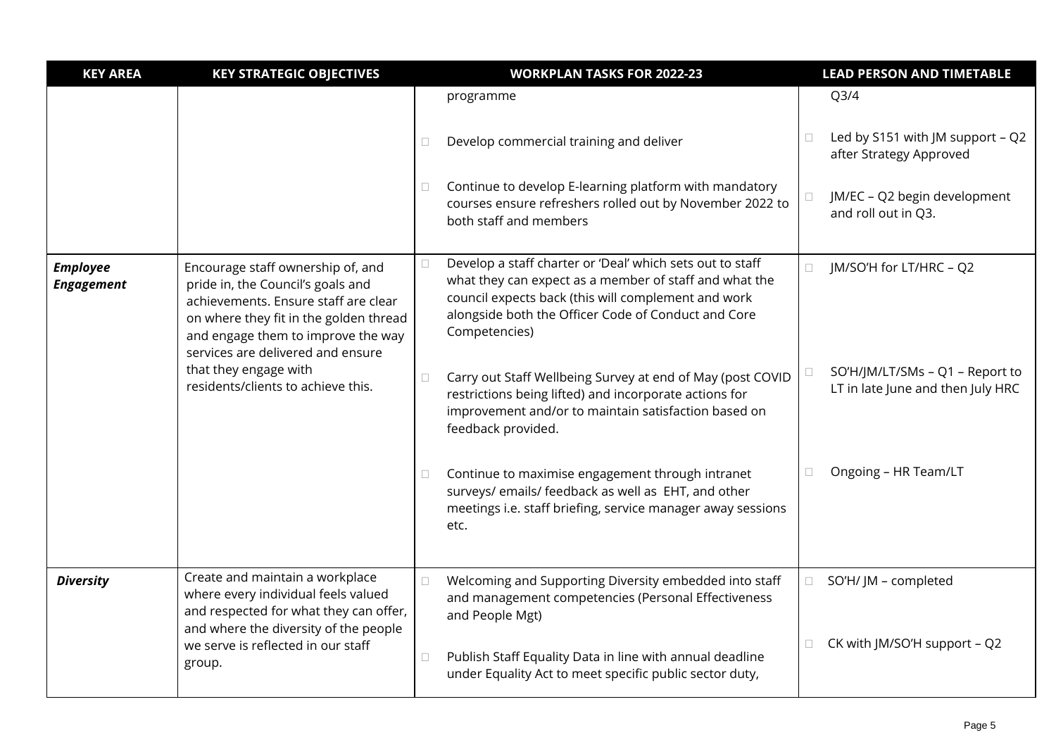| KEY AREA | KEY STRATEGIC OBJECTIVES | WORKPLAN TASKS FOR 2022-23 | LEAD PERSON AND TIMETABLE |
|---|---|---|---|
| | | programme | Q3/4 |
| | | Develop commercial training and deliver | Led by S151 with JM support – Q2 after Strategy Approved |
| | | Continue to develop E-learning platform with mandatory courses ensure refreshers rolled out by November 2022 to both staff and members | JM/EC – Q2 begin development and roll out in Q3. |
| ***Employee Engagement*** | Encourage staff ownership of, and pride in, the Council's goals and achievements. Ensure staff are clear on where they fit in the golden thread and engage them to improve the way services are delivered and ensure that they engage with residents/clients to achieve this. | Develop a staff charter or 'Deal' which sets out to staff what they can expect as a member of staff and what the council expects back (this will complement and work alongside both the Officer Code of Conduct and Core Competencies) | JM/SO'H for LT/HRC – Q2 |
| | | Carry out Staff Wellbeing Survey at end of May (post COVID restrictions being lifted) and incorporate actions for improvement and/or to maintain satisfaction based on feedback provided. | SO'H/JM/LT/SMs – Q1 – Report to LT in late June and then July HRC |
| | | Continue to maximise engagement through intranet surveys/ emails/ feedback as well as EHT, and other meetings i.e. staff briefing, service manager away sessions etc. | Ongoing – HR Team/LT |
| ***Diversity*** | Create and maintain a workplace where every individual feels valued and respected for what they can offer, and where the diversity of the people we serve is reflected in our staff group. | Welcoming and Supporting Diversity embedded into staff and management competencies (Personal Effectiveness and People Mgt) | SO'H/ JM – completed |
| | | Publish Staff Equality Data in line with annual deadline under Equality Act to meet specific public sector duty, | CK with JM/SO'H support – Q2 |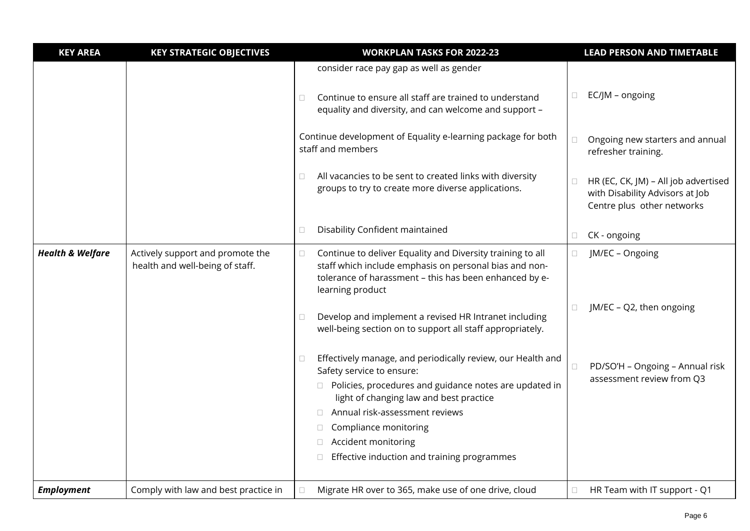| KEY AREA | KEY STRATEGIC OBJECTIVES | WORKPLAN TASKS FOR 2022-23 | LEAD PERSON AND TIMETABLE |
|---|---|---|---|
| | | consider race pay gap as well as gender<br><br>- Continue to ensure all staff are trained to understand equality and diversity, and can welcome and support –<br><br>Continue development of Equality e-learning package for both staff and members<br><br>- All vacancies to be sent to created links with diversity groups to try to create more diverse applications.<br><br>- Disability Confident maintained | - EC/JM – ongoing<br><br>- Ongoing new starters and annual refresher training.<br><br>- HR (EC, CK, JM) – All job advertised with Disability Advisors at Job Centre plus other networks<br><br>- CK - ongoing |
| ***Health & Welfare*** | Actively support and promote the health and well-being of staff. | - Continue to deliver Equality and Diversity training to all staff which include emphasis on personal bias and non-tolerance of harassment – this has been enhanced by e-learning product<br><br>- Develop and implement a revised HR Intranet including well-being section on to support all staff appropriately.<br><br>- Effectively manage, and periodically review, our Health and Safety service to ensure:<br>  - Policies, procedures and guidance notes are updated in light of changing law and best practice<br>  - Annual risk-assessment reviews<br>  - Compliance monitoring<br>  - Accident monitoring<br>  - Effective induction and training programmes | - JM/EC – Ongoing<br><br>- JM/EC – Q2, then ongoing<br><br>- PD/SO'H – Ongoing – Annual risk assessment review from Q3 |
| ***Employment*** | Comply with law and best practice in | - Migrate HR over to 365, make use of one drive, cloud | - HR Team with IT support - Q1 |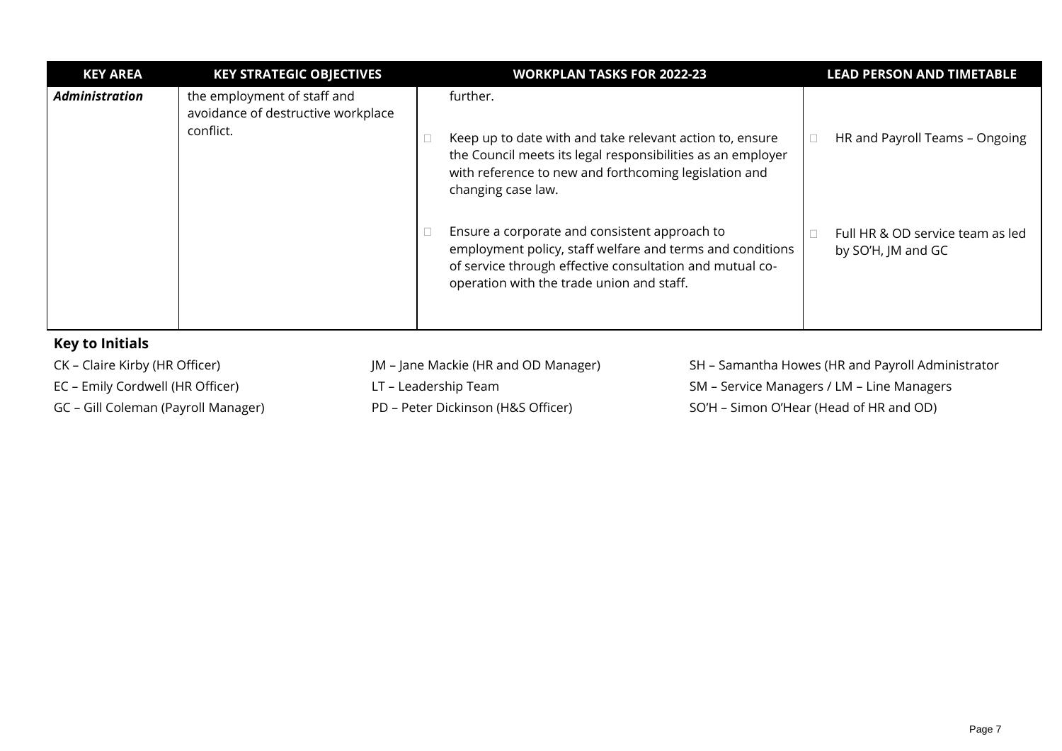| KEY AREA | KEY STRATEGIC OBJECTIVES | WORKPLAN TASKS FOR 2022-23 | LEAD PERSON AND TIMETABLE |
|---|---|---|---|
| ***Administration*** | the employment of staff and avoidance of destructive workplace conflict. | further.<br><br>- Keep up to date with and take relevant action to, ensure the Council meets its legal responsibilities as an employer with reference to new and forthcoming legislation and changing case law.<br><br>- Ensure a corporate and consistent approach to employment policy, staff welfare and terms and conditions of service through effective consultation and mutual co-operation with the trade union and staff. | <br><br>- HR and Payroll Teams – Ongoing<br><br>- Full HR & OD service team as led by SO'H, JM and GC |

**Key to Initials**

CK – Claire Kirby (HR Officer)
EC – Emily Cordwell (HR Officer)
GC – Gill Coleman (Payroll Manager)
JM – Jane Mackie (HR and OD Manager)
LT – Leadership Team
PD – Peter Dickinson (H&S Officer)
SH – Samantha Howes (HR and Payroll Administrator
SM – Service Managers / LM – Line Managers
SO'H – Simon O'Hear (Head of HR and OD)